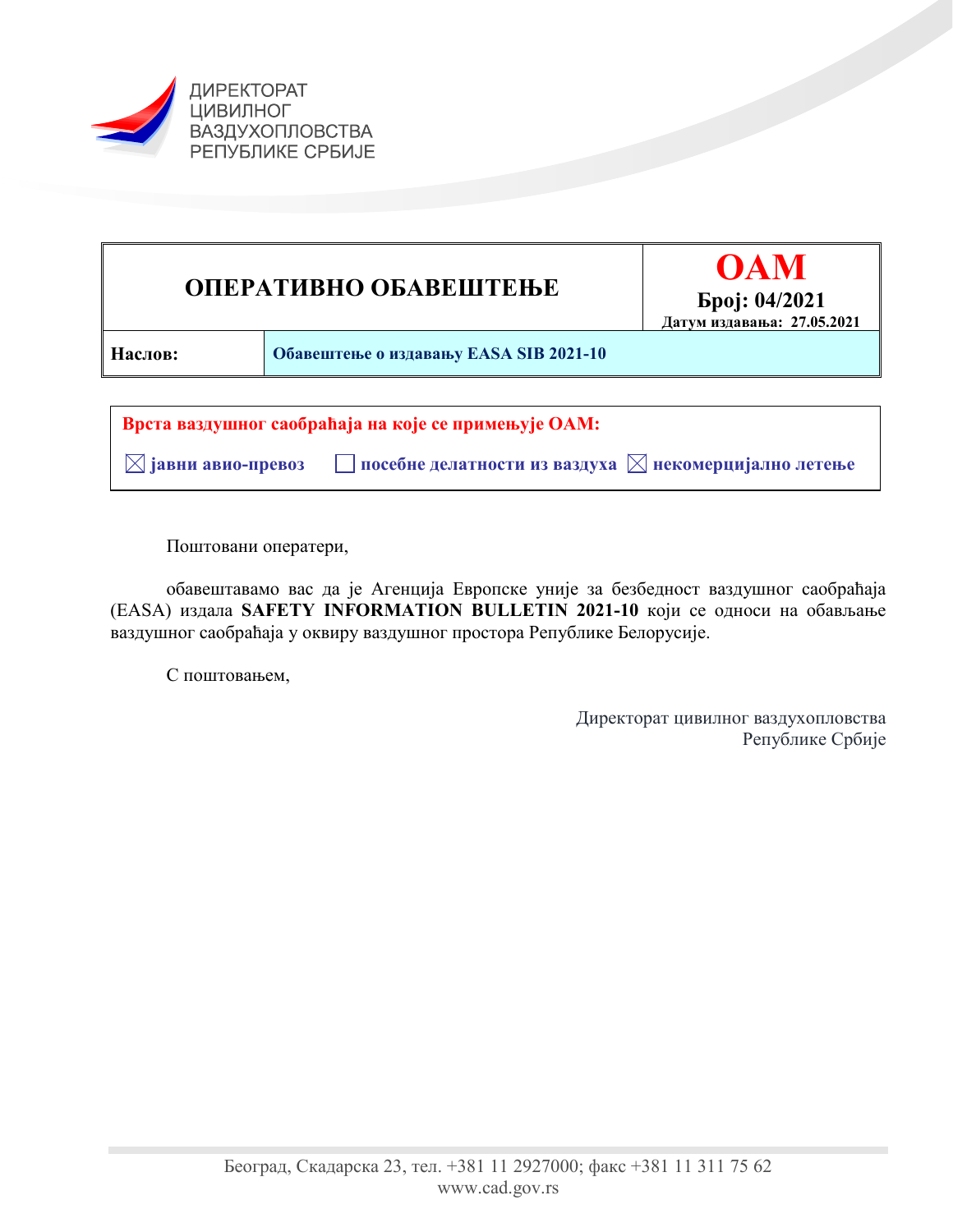ДИРЕКТОРАТ
ЦИВИЛНОГ
ВАЗДУХОПЛОВСТВА
РЕПУБЛИКЕ СРБИЈЕ

| ОПЕРАТИВНО ОБАВЕШТЕЊЕ | OAM<br>Број: 04/2021<br>Датум издавања: 27.05.2021 |
|---|---|
| **Наслов:** | **Обавештење о издавању EASA SIB 2021-10** |

**Врста ваздушног саобраћаја на које се примењује ОАМ:**

☒ **јавни авио-превоз** ☐ **посебне делатности из ваздуха** ☒ **некомерцијално летење**

Поштовани оператери,

обавештавамо вас да је Агенција Европске уније за безбедност ваздушног саобраћаја (EASA) издала **SAFETY INFORMATION BULLETIN 2021-10** који се односи на обављање ваздушног саобраћаја у оквиру ваздушног простора Републике Белорусије.

С поштовањем,

Директорат цивилног ваздухопловства
Републике Србије

Београд, Скадарска 23, тел. +381 11 2927000; факс +381 11 311 75 62
www.cad.gov.rs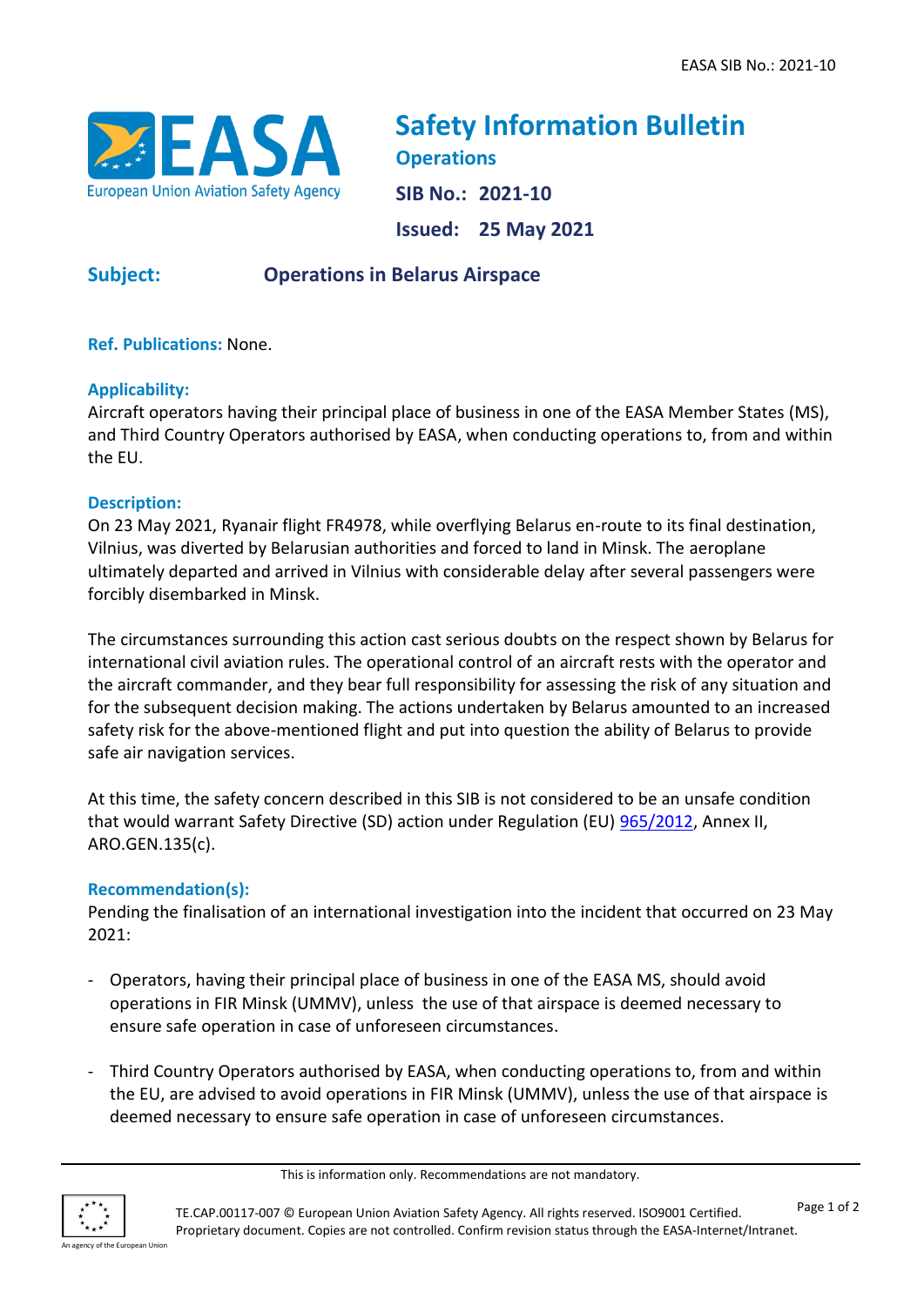# Safety Information Bulletin

**Operations**

**SIB No.: 2021-10**

**Issued: 25 May 2021**

**Subject:** **Operations in Belarus Airspace**

**Ref. Publications:** None.

**Applicability:**
Aircraft operators having their principal place of business in one of the EASA Member States (MS), and Third Country Operators authorised by EASA, when conducting operations to, from and within the EU.

**Description:**
On 23 May 2021, Ryanair flight FR4978, while overflying Belarus en-route to its final destination, Vilnius, was diverted by Belarusian authorities and forced to land in Minsk. The aeroplane ultimately departed and arrived in Vilnius with considerable delay after several passengers were forcibly disembarked in Minsk.

The circumstances surrounding this action cast serious doubts on the respect shown by Belarus for international civil aviation rules. The operational control of an aircraft rests with the operator and the aircraft commander, and they bear full responsibility for assessing the risk of any situation and for the subsequent decision making. The actions undertaken by Belarus amounted to an increased safety risk for the above-mentioned flight and put into question the ability of Belarus to provide safe air navigation services.

At this time, the safety concern described in this SIB is not considered to be an unsafe condition that would warrant Safety Directive (SD) action under Regulation (EU) 965/2012, Annex II, ARO.GEN.135(c).

**Recommendation(s):**
Pending the finalisation of an international investigation into the incident that occurred on 23 May 2021:

- Operators, having their principal place of business in one of the EASA MS, should avoid operations in FIR Minsk (UMMV), unless the use of that airspace is deemed necessary to ensure safe operation in case of unforeseen circumstances.

- Third Country Operators authorised by EASA, when conducting operations to, from and within the EU, are advised to avoid operations in FIR Minsk (UMMV), unless the use of that airspace is deemed necessary to ensure safe operation in case of unforeseen circumstances.

This is information only. Recommendations are not mandatory.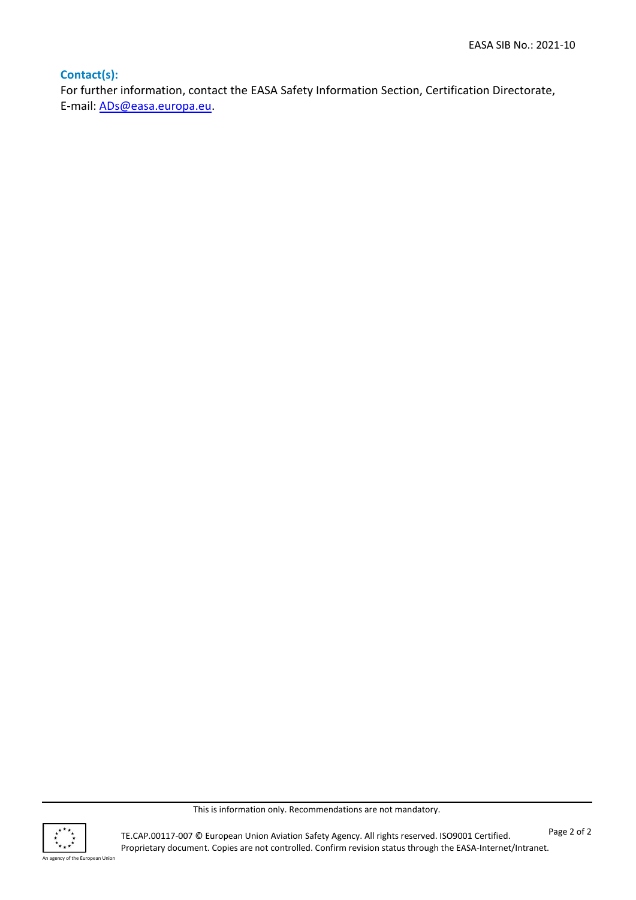## Contact(s):

For further information, contact the EASA Safety Information Section, Certification Directorate, E-mail: [ADs@easa.europa.eu](mailto:ADs@easa.europa.eu).